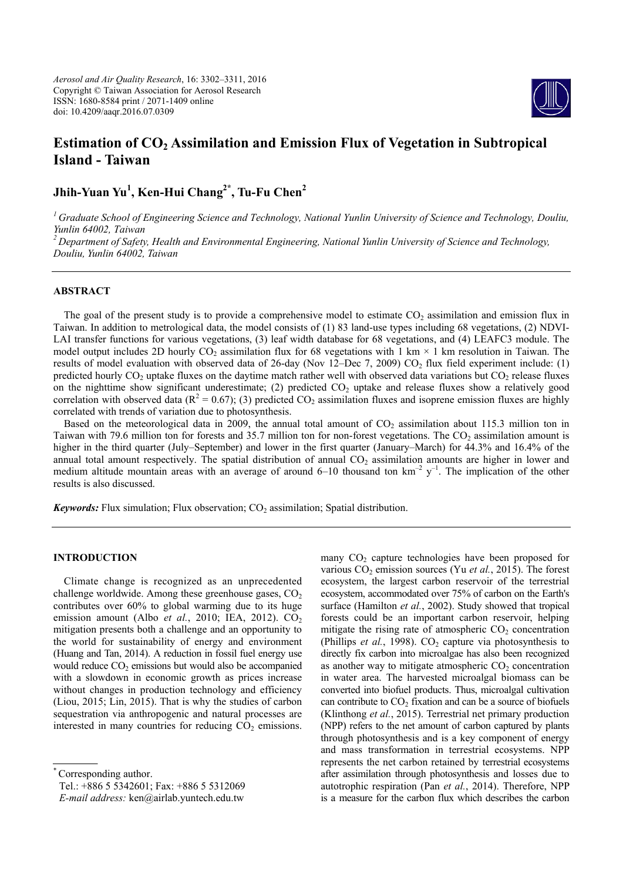# Estimation of $CO_2$ Assimilation and Emission Flux of Vegetation in Subtropical Island - Taiwan

**Jhih-Yuan Yu[1], Ken-Hui Chang[2*], Tu-Fu Chen[2]**

*[1] Graduate School of Engineering Science and Technology, National Yunlin University of Science and Technology, Douliu, Yunlin 64002, Taiwan*
*[2] Department of Safety, Health and Environmental Engineering, National Yunlin University of Science and Technology, Douliu, Yunlin 64002, Taiwan*

## ABSTRACT

The goal of the present study is to provide a comprehensive model to estimate $CO_2$ assimilation and emission flux in Taiwan. In addition to metrological data, the model consists of (1) 83 land-use types including 68 vegetations, (2) NDVI-LAI transfer functions for various vegetations, (3) leaf width database for 68 vegetations, and (4) LEAFC3 module. The model output includes 2D hourly $CO_2$ assimilation flux for 68 vegetations with 1 km × 1 km resolution in Taiwan. The results of model evaluation with observed data of 26-day (Nov 12–Dec 7, 2009) $CO_2$ flux field experiment include: (1) predicted hourly $CO_2$ uptake fluxes on the daytime match rather well with observed data variations but $CO_2$ release fluxes on the nighttime show significant underestimate; (2) predicted $CO_2$ uptake and release fluxes show a relatively good correlation with observed data ($R^2 = 0.67$); (3) predicted $CO_2$ assimilation fluxes and isoprene emission fluxes are highly correlated with trends of variation due to photosynthesis.

Based on the meteorological data in 2009, the annual total amount of $CO_2$ assimilation about 115.3 million ton in Taiwan with 79.6 million ton for forests and 35.7 million ton for non-forest vegetations. The $CO_2$ assimilation amount is higher in the third quarter (July–September) and lower in the first quarter (January–March) for 44.3% and 16.4% of the annual total amount respectively. The spatial distribution of annual $CO_2$ assimilation amounts are higher in lower and medium altitude mountain areas with an average of around 6–10 thousand ton $km^{-2}$ $y^{-1}$. The implication of the other results is also discussed.

***Keywords:*** Flux simulation; Flux observation; $CO_2$ assimilation; Spatial distribution.

## INTRODUCTION

Climate change is recognized as an unprecedented challenge worldwide. Among these greenhouse gases, $CO_2$ contributes over 60% to global warming due to its huge emission amount (Albo *et al.*, 2010; IEA, 2012). $CO_2$ mitigation presents both a challenge and an opportunity to the world for sustainability of energy and environment (Huang and Tan, 2014). A reduction in fossil fuel energy use would reduce $CO_2$ emissions but would also be accompanied with a slowdown in economic growth as prices increase without changes in production technology and efficiency (Liou, 2015; Lin, 2015). That is why the studies of carbon sequestration via anthropogenic and natural processes are interested in many countries for reducing $CO_2$ emissions. many $CO_2$ capture technologies have been proposed for various $CO_2$ emission sources (Yu *et al.*, 2015). The forest ecosystem, the largest carbon reservoir of the terrestrial ecosystem, accommodated over 75% of carbon on the Earth's surface (Hamilton *et al.*, 2002). Study showed that tropical forests could be an important carbon reservoir, helping mitigate the rising rate of atmospheric $CO_2$ concentration (Phillips *et al.*, 1998). $CO_2$ capture via photosynthesis to directly fix carbon into microalgae has also been recognized as another way to mitigate atmospheric $CO_2$ concentration in water area. The harvested microalgal biomass can be converted into biofuel products. Thus, microalgal cultivation can contribute to $CO_2$ fixation and can be a source of biofuels (Klinthong *et al.*, 2015). Terrestrial net primary production (NPP) refers to the net amount of carbon captured by plants through photosynthesis and is a key component of energy and mass transformation in terrestrial ecosystems. NPP represents the net carbon retained by terrestrial ecosystems after assimilation through photosynthesis and losses due to autotrophic respiration (Pan *et al.*, 2014). Therefore, NPP is a measure for the carbon flux which describes the carbon

---

[*] Corresponding author.
Tel.: +886 5 5342601; Fax: +886 5 5312069
*E-mail address:* ken@airlab.yuntech.edu.tw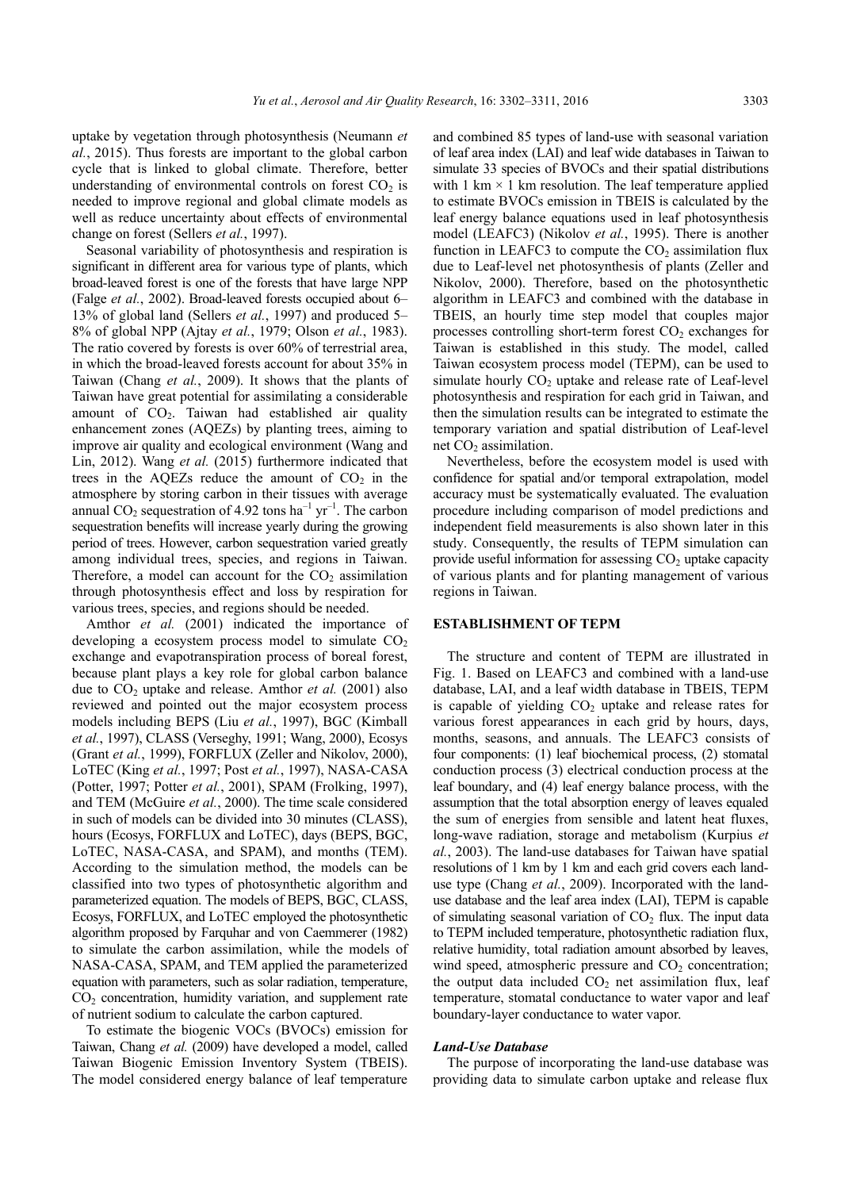uptake by vegetation through photosynthesis (Neumann *et al.*, 2015). Thus forests are important to the global carbon cycle that is linked to global climate. Therefore, better understanding of environmental controls on forest $CO_2$ is needed to improve regional and global climate models as well as reduce uncertainty about effects of environmental change on forest (Sellers *et al.*, 1997).

Seasonal variability of photosynthesis and respiration is significant in different area for various type of plants, which broad-leaved forest is one of the forests that have large NPP (Falge *et al.*, 2002). Broad-leaved forests occupied about 6–13% of global land (Sellers *et al.*, 1997) and produced 5–8% of global NPP (Ajtay *et al.*, 1979; Olson *et al.*, 1983). The ratio covered by forests is over 60% of terrestrial area, in which the broad-leaved forests account for about 35% in Taiwan (Chang *et al.*, 2009). It shows that the plants of Taiwan have great potential for assimilating a considerable amount of $CO_2$. Taiwan had established air quality enhancement zones (AQEZs) by planting trees, aiming to improve air quality and ecological environment (Wang and Lin, 2012). Wang *et al.* (2015) furthermore indicated that trees in the AQEZs reduce the amount of $CO_2$ in the atmosphere by storing carbon in their tissues with average annual $CO_2$ sequestration of 4.92 tons $ha^{-1}$ $yr^{-1}$. The carbon sequestration benefits will increase yearly during the growing period of trees. However, carbon sequestration varied greatly among individual trees, species, and regions in Taiwan. Therefore, a model can account for the $CO_2$ assimilation through photosynthesis effect and loss by respiration for various trees, species, and regions should be needed.

Amthor *et al.* (2001) indicated the importance of developing a ecosystem process model to simulate $CO_2$ exchange and evapotranspiration process of boreal forest, because plant plays a key role for global carbon balance due to $CO_2$ uptake and release. Amthor *et al.* (2001) also reviewed and pointed out the major ecosystem process models including BEPS (Liu *et al.*, 1997), BGC (Kimball *et al.*, 1997), CLASS (Verseghy, 1991; Wang, 2000), Ecosys (Grant *et al.*, 1999), FORFLUX (Zeller and Nikolov, 2000), LoTEC (King *et al.*, 1997; Post *et al.*, 1997), NASA-CASA (Potter, 1997; Potter *et al.*, 2001), SPAM (Frolking, 1997), and TEM (McGuire *et al.*, 2000). The time scale considered in such of models can be divided into 30 minutes (CLASS), hours (Ecosys, FORFLUX and LoTEC), days (BEPS, BGC, LoTEC, NASA-CASA, and SPAM), and months (TEM). According to the simulation method, the models can be classified into two types of photosynthetic algorithm and parameterized equation. The models of BEPS, BGC, CLASS, Ecosys, FORFLUX, and LoTEC employed the photosynthetic algorithm proposed by Farquhar and von Caemmerer (1982) to simulate the carbon assimilation, while the models of NASA-CASA, SPAM, and TEM applied the parameterized equation with parameters, such as solar radiation, temperature, $CO_2$ concentration, humidity variation, and supplement rate of nutrient sodium to calculate the carbon captured.

To estimate the biogenic VOCs (BVOCs) emission for Taiwan, Chang *et al.* (2009) have developed a model, called Taiwan Biogenic Emission Inventory System (TBEIS). The model considered energy balance of leaf temperature and combined 85 types of land-use with seasonal variation of leaf area index (LAI) and leaf wide databases in Taiwan to simulate 33 species of BVOCs and their spatial distributions with 1 km × 1 km resolution. The leaf temperature applied to estimate BVOCs emission in TBEIS is calculated by the leaf energy balance equations used in leaf photosynthesis model (LEAFC3) (Nikolov *et al.*, 1995). There is another function in LEAFC3 to compute the $CO_2$ assimilation flux due to Leaf-level net photosynthesis of plants (Zeller and Nikolov, 2000). Therefore, based on the photosynthetic algorithm in LEAFC3 and combined with the database in TBEIS, an hourly time step model that couples major processes controlling short-term forest $CO_2$ exchanges for Taiwan is established in this study. The model, called Taiwan ecosystem process model (TEPM), can be used to simulate hourly $CO_2$ uptake and release rate of Leaf-level photosynthesis and respiration for each grid in Taiwan, and then the simulation results can be integrated to estimate the temporary variation and spatial distribution of Leaf-level net $CO_2$ assimilation.

Nevertheless, before the ecosystem model is used with confidence for spatial and/or temporal extrapolation, model accuracy must be systematically evaluated. The evaluation procedure including comparison of model predictions and independent field measurements is also shown later in this study. Consequently, the results of TEPM simulation can provide useful information for assessing $CO_2$ uptake capacity of various plants and for planting management of various regions in Taiwan.

## ESTABLISHMENT OF TEPM

The structure and content of TEPM are illustrated in Fig. 1. Based on LEAFC3 and combined with a land-use database, LAI, and a leaf width database in TBEIS, TEPM is capable of yielding $CO_2$ uptake and release rates for various forest appearances in each grid by hours, days, months, seasons, and annuals. The LEAFC3 consists of four components: (1) leaf biochemical process, (2) stomatal conduction process (3) electrical conduction process at the leaf boundary, and (4) leaf energy balance process, with the assumption that the total absorption energy of leaves equaled the sum of energies from sensible and latent heat fluxes, long-wave radiation, storage and metabolism (Kurpius *et al.*, 2003). The land-use databases for Taiwan have spatial resolutions of 1 km by 1 km and each grid covers each land-use type (Chang *et al.*, 2009). Incorporated with the land-use database and the leaf area index (LAI), TEPM is capable of simulating seasonal variation of $CO_2$ flux. The input data to TEPM included temperature, photosynthetic radiation flux, relative humidity, total radiation amount absorbed by leaves, wind speed, atmospheric pressure and $CO_2$ concentration; the output data included $CO_2$ net assimilation flux, leaf temperature, stomatal conductance to water vapor and leaf boundary-layer conductance to water vapor.

### *Land-Use Database*

The purpose of incorporating the land-use database was providing data to simulate carbon uptake and release flux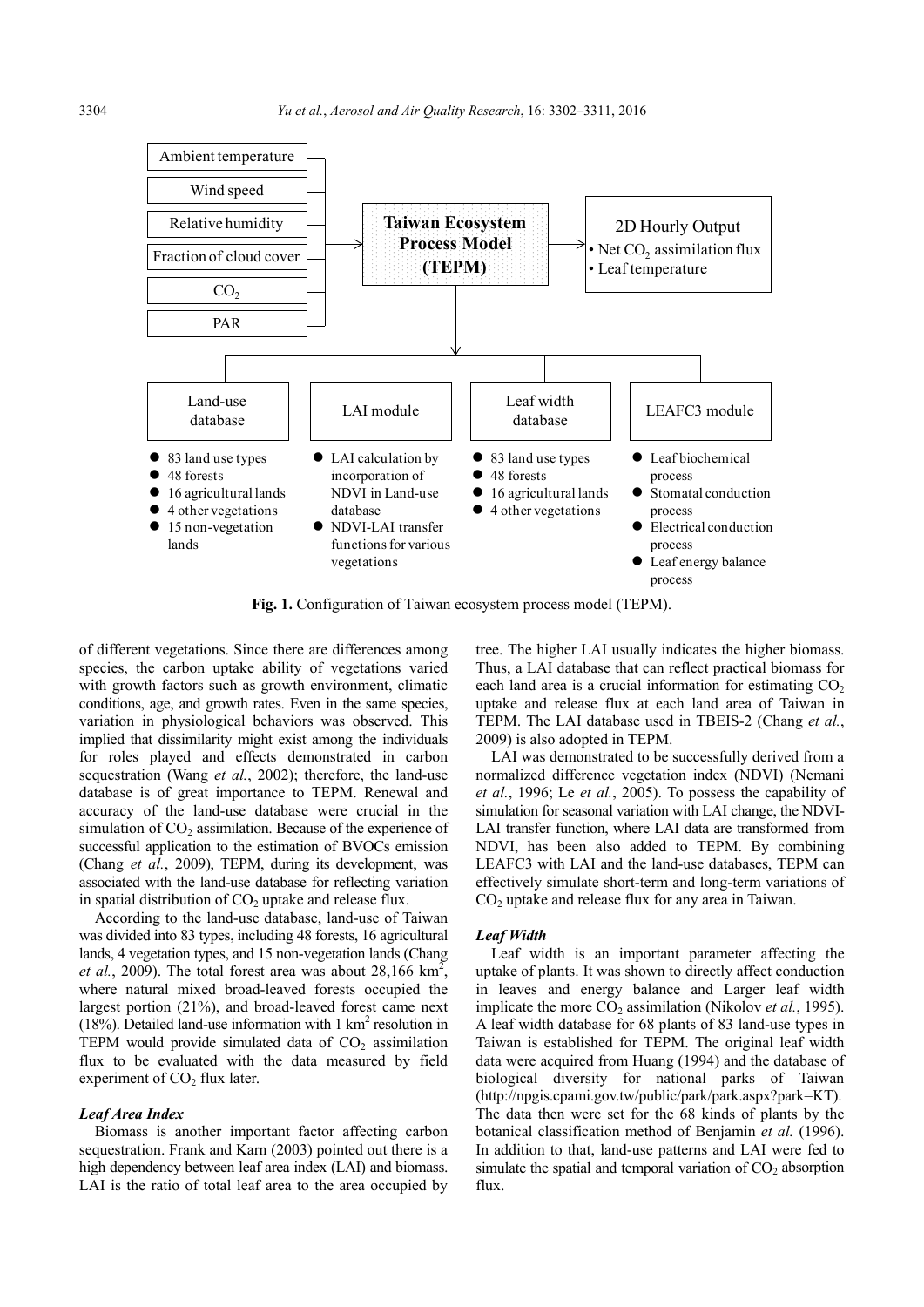- Ambient temperature
- Wind speed
- Relative humidity
- Fraction of cloud cover
- $CO_2$
- PAR

**Taiwan Ecosystem Process Model (TEPM)**

2D Hourly Output
- Net $CO_2$ assimilation flux
- Leaf temperature

Land-use database
- 83 land use types
- 48 forests
- 16 agricultural lands
- 4 other vegetations
- 15 non-vegetation lands

LAI module
- LAI calculation by incorporation of NDVI in Land-use database
- NDVI-LAI transfer functions for various vegetations

Leaf width database
- 83 land use types
- 48 forests
- 16 agricultural lands
- 4 other vegetations

LEAFC3 module
- Leaf biochemical process
- Stomatal conduction process
- Electrical conduction process
- Leaf energy balance process

**Fig. 1.** Configuration of Taiwan ecosystem process model (TEPM).

of different vegetations. Since there are differences among species, the carbon uptake ability of vegetations varied with growth factors such as growth environment, climatic conditions, age, and growth rates. Even in the same species, variation in physiological behaviors was observed. This implied that dissimilarity might exist among the individuals for roles played and effects demonstrated in carbon sequestration (Wang *et al.*, 2002); therefore, the land-use database is of great importance to TEPM. Renewal and accuracy of the land-use database were crucial in the simulation of $CO_2$ assimilation. Because of the experience of successful application to the estimation of BVOCs emission (Chang *et al.*, 2009), TEPM, during its development, was associated with the land-use database for reflecting variation in spatial distribution of $CO_2$ uptake and release flux.

According to the land-use database, land-use of Taiwan was divided into 83 types, including 48 forests, 16 agricultural lands, 4 vegetation types, and 15 non-vegetation lands (Chang *et al.*, 2009). The total forest area was about 28,166 $km^2$, where natural mixed broad-leaved forests occupied the largest portion (21%), and broad-leaved forest came next (18%). Detailed land-use information with 1 $km^2$ resolution in TEPM would provide simulated data of $CO_2$ assimilation flux to be evaluated with the data measured by field experiment of $CO_2$ flux later.

### *Leaf Area Index*

Biomass is another important factor affecting carbon sequestration. Frank and Karn (2003) pointed out there is a high dependency between leaf area index (LAI) and biomass. LAI is the ratio of total leaf area to the area occupied by tree. The higher LAI usually indicates the higher biomass. Thus, a LAI database that can reflect practical biomass for each land area is a crucial information for estimating $CO_2$ uptake and release flux at each land area of Taiwan in TEPM. The LAI database used in TBEIS-2 (Chang *et al.*, 2009) is also adopted in TEPM.

LAI was demonstrated to be successfully derived from a normalized difference vegetation index (NDVI) (Nemani *et al.*, 1996; Le *et al.*, 2005). To possess the capability of simulation for seasonal variation with LAI change, the NDVI-LAI transfer function, where LAI data are transformed from NDVI, has been also added to TEPM. By combining LEAFC3 with LAI and the land-use databases, TEPM can effectively simulate short-term and long-term variations of $CO_2$ uptake and release flux for any area in Taiwan.

### *Leaf Width*

Leaf width is an important parameter affecting the uptake of plants. It was shown to directly affect conduction in leaves and energy balance and Larger leaf width implicate the more $CO_2$ assimilation (Nikolov *et al.*, 1995). A leaf width database for 68 plants of 83 land-use types in Taiwan is established for TEPM. The original leaf width data were acquired from Huang (1994) and the database of biological diversity for national parks of Taiwan (http://npgis.cpami.gov.tw/public/park/park.aspx?park=KT). The data then were set for the 68 kinds of plants by the botanical classification method of Benjamin *et al.* (1996). In addition to that, land-use patterns and LAI were fed to simulate the spatial and temporal variation of $CO_2$ absorption flux.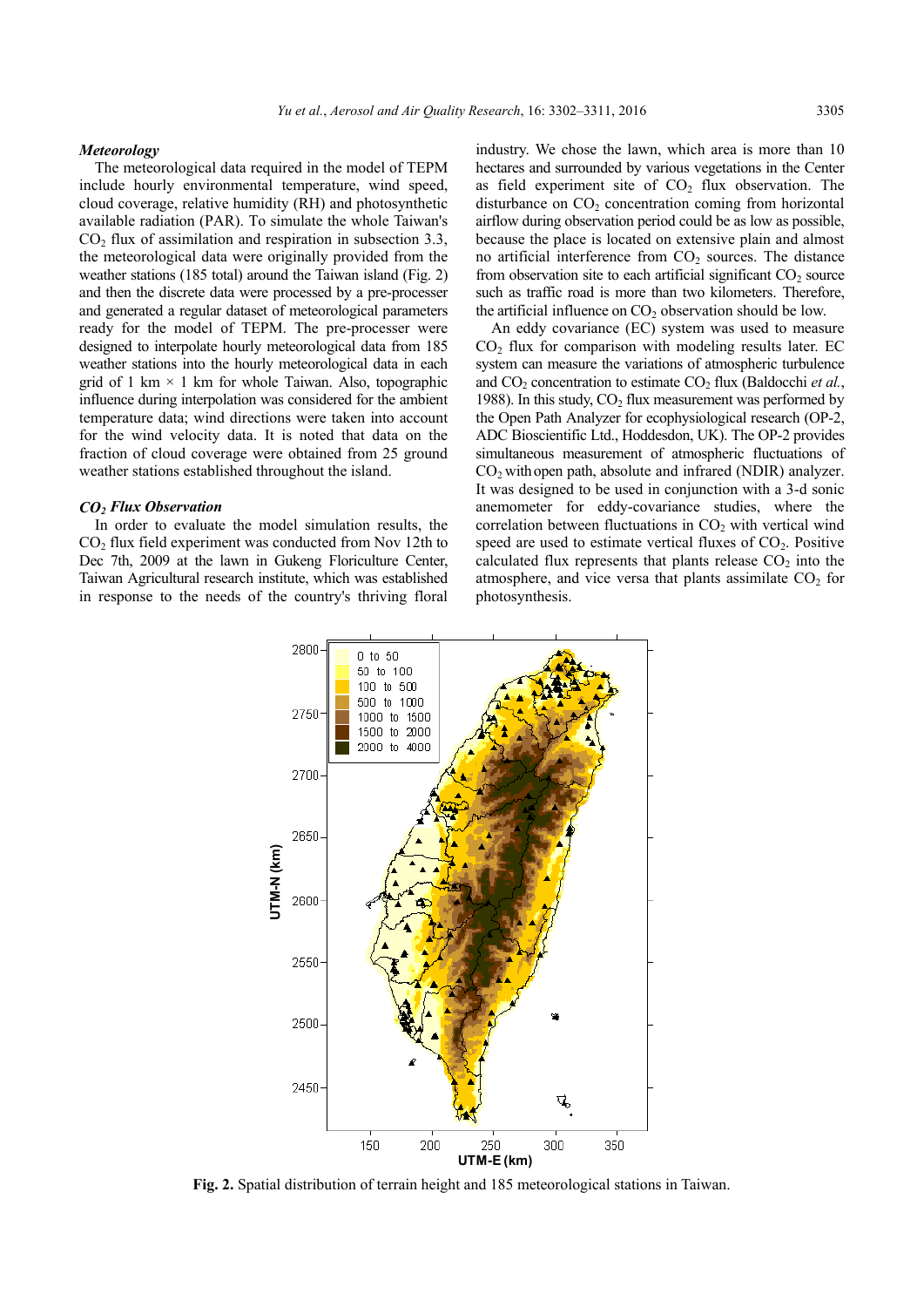### *Meteorology*

The meteorological data required in the model of TEPM include hourly environmental temperature, wind speed, cloud coverage, relative humidity (RH) and photosynthetic available radiation (PAR). To simulate the whole Taiwan's $CO_2$ flux of assimilation and respiration in subsection 3.3, the meteorological data were originally provided from the weather stations (185 total) around the Taiwan island (Fig. 2) and then the discrete data were processed by a pre-processer and generated a regular dataset of meteorological parameters ready for the model of TEPM. The pre-processer were designed to interpolate hourly meteorological data from 185 weather stations into the hourly meteorological data in each grid of 1 km × 1 km for whole Taiwan. Also, topographic influence during interpolation was considered for the ambient temperature data; wind directions were taken into account for the wind velocity data. It is noted that data on the fraction of cloud coverage were obtained from 25 ground weather stations established throughout the island.

### *$CO_2$ Flux Observation*

In order to evaluate the model simulation results, the $CO_2$ flux field experiment was conducted from Nov 12th to Dec 7th, 2009 at the lawn in Gukeng Floriculture Center, Taiwan Agricultural research institute, which was established in response to the needs of the country's thriving floral industry. We chose the lawn, which area is more than 10 hectares and surrounded by various vegetations in the Center as field experiment site of $CO_2$ flux observation. The disturbance on $CO_2$ concentration coming from horizontal airflow during observation period could be as low as possible, because the place is located on extensive plain and almost no artificial interference from $CO_2$ sources. The distance from observation site to each artificial significant $CO_2$ source such as traffic road is more than two kilometers. Therefore, the artificial influence on $CO_2$ observation should be low.

An eddy covariance (EC) system was used to measure $CO_2$ flux for comparison with modeling results later. EC system can measure the variations of atmospheric turbulence and $CO_2$ concentration to estimate $CO_2$ flux (Baldocchi *et al.*, 1988). In this study, $CO_2$ flux measurement was performed by the Open Path Analyzer for ecophysiological research (OP-2, ADC Bioscientific Ltd., Hoddesdon, UK). The OP-2 provides simultaneous measurement of atmospheric fluctuations of $CO_2$ with open path, absolute and infrared (NDIR) analyzer. It was designed to be used in conjunction with a 3-d sonic anemometer for eddy-covariance studies, where the correlation between fluctuations in $CO_2$ with vertical wind speed are used to estimate vertical fluxes of $CO_2$. Positive calculated flux represents that plants release $CO_2$ into the atmosphere, and vice versa that plants assimilate $CO_2$ for photosynthesis.

**Fig. 2.** Spatial distribution of terrain height and 185 meteorological stations in Taiwan.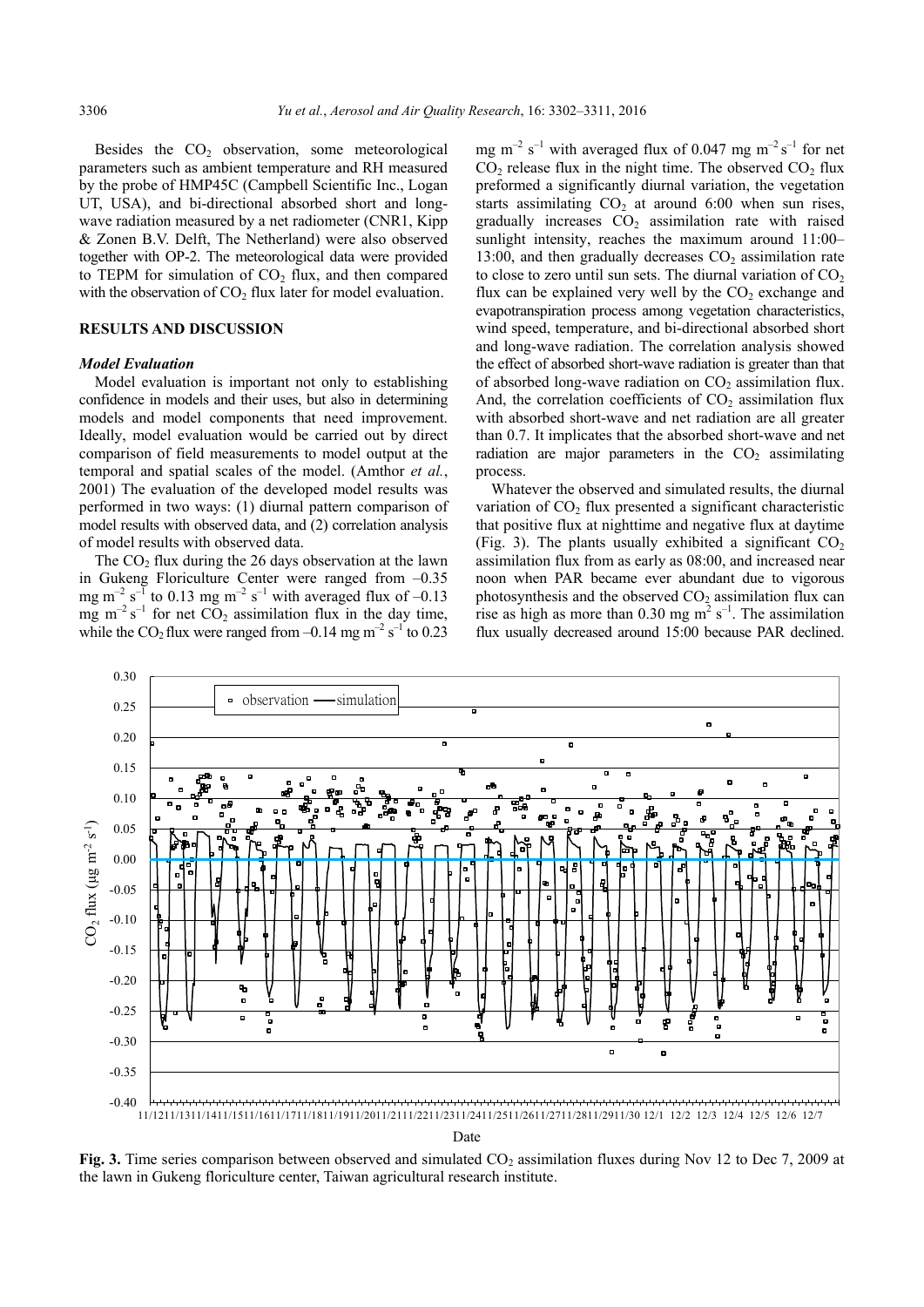Besides the $CO_2$ observation, some meteorological parameters such as ambient temperature and RH measured by the probe of HMP45C (Campbell Scientific Inc., Logan UT, USA), and bi-directional absorbed short and long-wave radiation measured by a net radiometer (CNR1, Kipp & Zonen B.V. Delft, The Netherland) were also observed together with OP-2. The meteorological data were provided to TEPM for simulation of $CO_2$ flux, and then compared with the observation of $CO_2$ flux later for model evaluation.

## RESULTS AND DISCUSSION

### *Model Evaluation*

Model evaluation is important not only to establishing confidence in models and their uses, but also in determining models and model components that need improvement. Ideally, model evaluation would be carried out by direct comparison of field measurements to model output at the temporal and spatial scales of the model. (Amthor *et al.*, 2001) The evaluation of the developed model results was performed in two ways: (1) diurnal pattern comparison of model results with observed data, and (2) correlation analysis of model results with observed data.

The $CO_2$ flux during the 26 days observation at the lawn in Gukeng Floriculture Center were ranged from –0.35 mg $m^{-2}$ $s^{-1}$ to 0.13 mg $m^{-2}$ $s^{-1}$ with averaged flux of –0.13 mg $m^{-2}$ $s^{-1}$ for net $CO_2$ assimilation flux in the day time, while the $CO_2$ flux were ranged from –0.14 mg $m^{-2}$ $s^{-1}$ to 0.23 mg $m^{-2}$ $s^{-1}$ with averaged flux of 0.047 mg $m^{-2}$ $s^{-1}$ for net $CO_2$ release flux in the night time. The observed $CO_2$ flux preformed a significantly diurnal variation, the vegetation starts assimilating $CO_2$ at around 6:00 when sun rises, gradually increases $CO_2$ assimilation rate with raised sunlight intensity, reaches the maximum around 11:00–13:00, and then gradually decreases $CO_2$ assimilation rate to close to zero until sun sets. The diurnal variation of $CO_2$ flux can be explained very well by the $CO_2$ exchange and evapotranspiration process among vegetation characteristics, wind speed, temperature, and bi-directional absorbed short and long-wave radiation. The correlation analysis showed the effect of absorbed short-wave radiation is greater than that of absorbed long-wave radiation on $CO_2$ assimilation flux. And, the correlation coefficients of $CO_2$ assimilation flux with absorbed short-wave and net radiation are all greater than 0.7. It implicates that the absorbed short-wave and net radiation are major parameters in the $CO_2$ assimilating process.

Whatever the observed and simulated results, the diurnal variation of $CO_2$ flux presented a significant characteristic that positive flux at nighttime and negative flux at daytime (Fig. 3). The plants usually exhibited a significant $CO_2$ assimilation flux from as early as 08:00, and increased near noon when PAR became ever abundant due to vigorous photosynthesis and the observed $CO_2$ assimilation flux can rise as high as more than 0.30 mg $m^2$ $s^{-1}$. The assimilation flux usually decreased around 15:00 because PAR declined.

**Fig. 3.** Time series comparison between observed and simulated $CO_2$ assimilation fluxes during Nov 12 to Dec 7, 2009 at the lawn in Gukeng floriculture center, Taiwan agricultural research institute.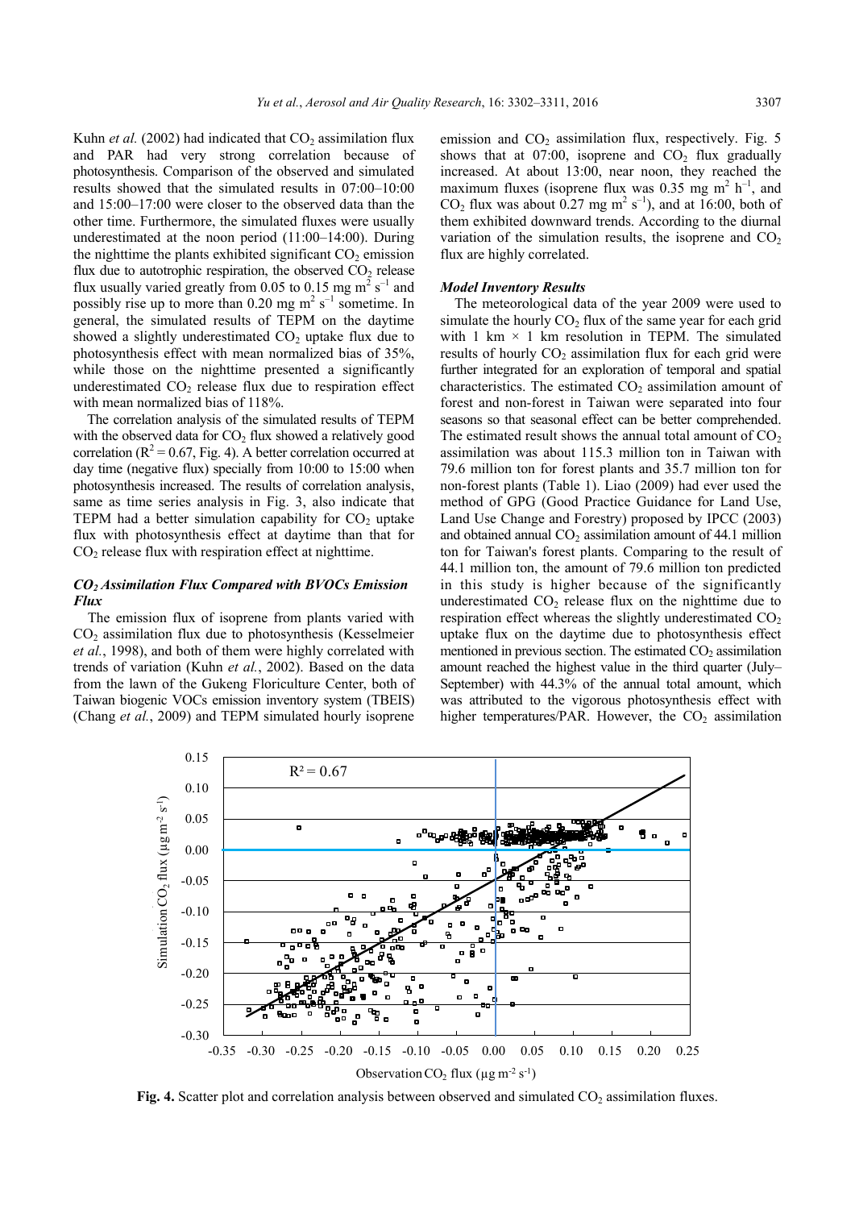Kuhn *et al.* (2002) had indicated that $CO_2$ assimilation flux and PAR had very strong correlation because of photosynthesis. Comparison of the observed and simulated results showed that the simulated results in 07:00–10:00 and 15:00–17:00 were closer to the observed data than the other time. Furthermore, the simulated fluxes were usually underestimated at the noon period (11:00–14:00). During the nighttime the plants exhibited significant $CO_2$ emission flux due to autotrophic respiration, the observed $CO_2$ release flux usually varied greatly from 0.05 to 0.15 mg $m^2$ $s^{-1}$ and possibly rise up to more than 0.20 mg $m^2$ $s^{-1}$ sometime. In general, the simulated results of TEPM on the daytime showed a slightly underestimated $CO_2$ uptake flux due to photosynthesis effect with mean normalized bias of 35%, while those on the nighttime presented a significantly underestimated $CO_2$ release flux due to respiration effect with mean normalized bias of 118%.

The correlation analysis of the simulated results of TEPM with the observed data for $CO_2$ flux showed a relatively good correlation ($R^2 = 0.67$, Fig. 4). A better correlation occurred at day time (negative flux) specially from 10:00 to 15:00 when photosynthesis increased. The results of correlation analysis, same as time series analysis in Fig. 3, also indicate that TEPM had a better simulation capability for $CO_2$ uptake flux with photosynthesis effect at daytime than that for $CO_2$ release flux with respiration effect at nighttime.

### *$CO_2$ Assimilation Flux Compared with BVOCs Emission Flux*

The emission flux of isoprene from plants varied with $CO_2$ assimilation flux due to photosynthesis (Kesselmeier *et al.*, 1998), and both of them were highly correlated with trends of variation (Kuhn *et al.*, 2002). Based on the data from the lawn of the Gukeng Floriculture Center, both of Taiwan biogenic VOCs emission inventory system (TBEIS) (Chang *et al.*, 2009) and TEPM simulated hourly isoprene emission and $CO_2$ assimilation flux, respectively. Fig. 5 shows that at 07:00, isoprene and $CO_2$ flux gradually increased. At about 13:00, near noon, they reached the maximum fluxes (isoprene flux was 0.35 mg $m^2$ $h^{-1}$, and $CO_2$ flux was about 0.27 mg $m^2$ $s^{-1}$), and at 16:00, both of them exhibited downward trends. According to the diurnal variation of the simulation results, the isoprene and $CO_2$ flux are highly correlated.

### *Model Inventory Results*

The meteorological data of the year 2009 were used to simulate the hourly $CO_2$ flux of the same year for each grid with 1 km × 1 km resolution in TEPM. The simulated results of hourly $CO_2$ assimilation flux for each grid were further integrated for an exploration of temporal and spatial characteristics. The estimated $CO_2$ assimilation amount of forest and non-forest in Taiwan were separated into four seasons so that seasonal effect can be better comprehended. The estimated result shows the annual total amount of $CO_2$ assimilation was about 115.3 million ton in Taiwan with 79.6 million ton for forest plants and 35.7 million ton for non-forest plants (Table 1). Liao (2009) had ever used the method of GPG (Good Practice Guidance for Land Use, Land Use Change and Forestry) proposed by IPCC (2003) and obtained annual $CO_2$ assimilation amount of 44.1 million ton for Taiwan's forest plants. Comparing to the result of 44.1 million ton, the amount of 79.6 million ton predicted in this study is higher because of the significantly underestimated $CO_2$ release flux on the nighttime due to respiration effect whereas the slightly underestimated $CO_2$ uptake flux on the daytime due to photosynthesis effect mentioned in previous section. The estimated $CO_2$ assimilation amount reached the highest value in the third quarter (July–September) with 44.3% of the annual total amount, which was attributed to the vigorous photosynthesis effect with higher temperatures/PAR. However, the $CO_2$ assimilation

**Fig. 4.** Scatter plot and correlation analysis between observed and simulated $CO_2$ assimilation fluxes.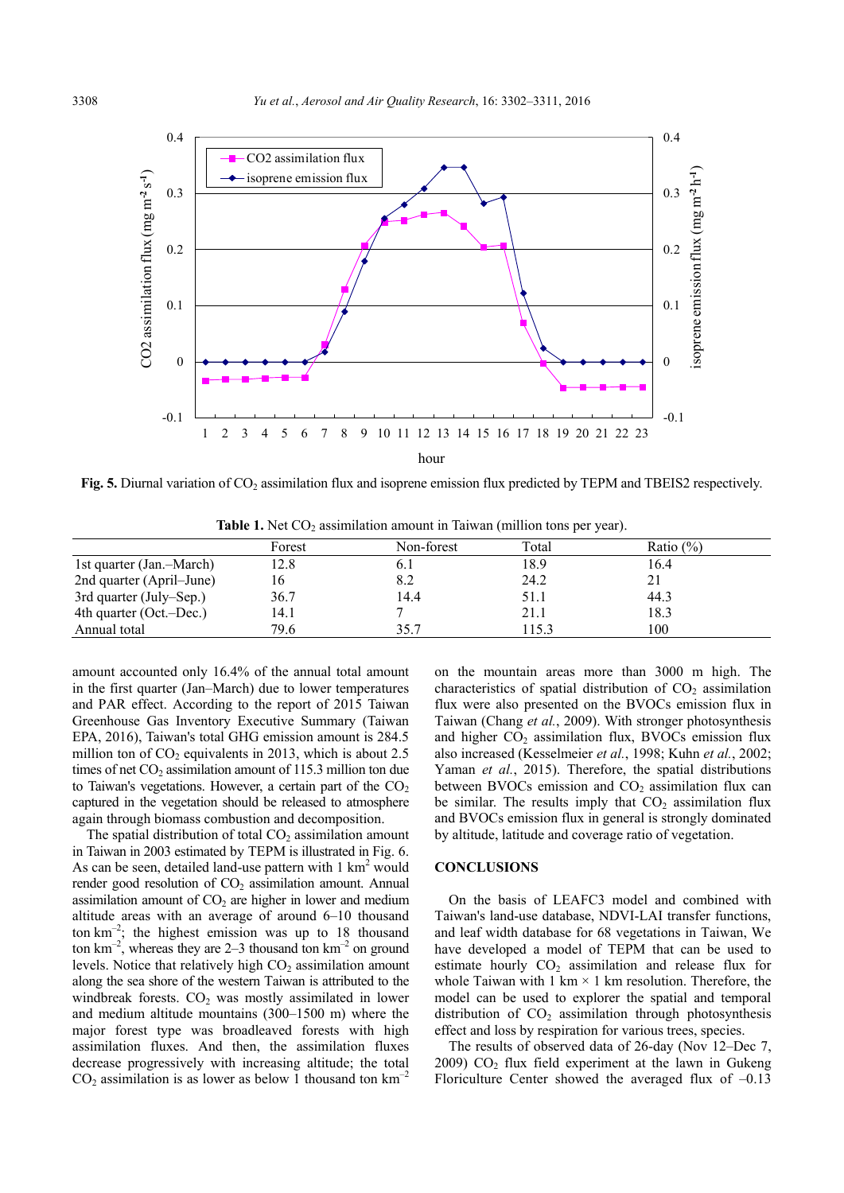**Fig. 5.** Diurnal variation of $CO_2$ assimilation flux and isoprene emission flux predicted by TEPM and TBEIS2 respectively.

**Table 1.** Net $CO_2$ assimilation amount in Taiwan (million tons per year).

| | Forest | Non-forest | Total | Ratio (%) |
|---|---|---|---|---|
| 1st quarter (Jan.–March) | 12.8 | 6.1 | 18.9 | 16.4 |
| 2nd quarter (April–June) | 16 | 8.2 | 24.2 | 21 |
| 3rd quarter (July–Sep.) | 36.7 | 14.4 | 51.1 | 44.3 |
| 4th quarter (Oct.–Dec.) | 14.1 | 7 | 21.1 | 18.3 |
| Annual total | 79.6 | 35.7 | 115.3 | 100 |

amount accounted only 16.4% of the annual total amount in the first quarter (Jan–March) due to lower temperatures and PAR effect. According to the report of 2015 Taiwan Greenhouse Gas Inventory Executive Summary (Taiwan EPA, 2016), Taiwan's total GHG emission amount is 284.5 million ton of $CO_2$ equivalents in 2013, which is about 2.5 times of net $CO_2$ assimilation amount of 115.3 million ton due to Taiwan's vegetations. However, a certain part of the $CO_2$ captured in the vegetation should be released to atmosphere again through biomass combustion and decomposition.

The spatial distribution of total $CO_2$ assimilation amount in Taiwan in 2003 estimated by TEPM is illustrated in Fig. 6. As can be seen, detailed land-use pattern with 1 $km^2$ would render good resolution of $CO_2$ assimilation amount. Annual assimilation amount of $CO_2$ are higher in lower and medium altitude areas with an average of around 6–10 thousand ton $km^{-2}$; the highest emission was up to 18 thousand ton $km^{-2}$, whereas they are 2–3 thousand ton $km^{-2}$ on ground levels. Notice that relatively high $CO_2$ assimilation amount along the sea shore of the western Taiwan is attributed to the windbreak forests. $CO_2$ was mostly assimilated in lower and medium altitude mountains (300–1500 m) where the major forest type was broadleaved forests with high assimilation fluxes. And then, the assimilation fluxes decrease progressively with increasing altitude; the total $CO_2$ assimilation is as lower as below 1 thousand ton $km^{-2}$ on the mountain areas more than 3000 m high. The characteristics of spatial distribution of $CO_2$ assimilation flux were also presented on the BVOCs emission flux in Taiwan (Chang *et al.*, 2009). With stronger photosynthesis and higher $CO_2$ assimilation flux, BVOCs emission flux also increased (Kesselmeier *et al.*, 1998; Kuhn *et al.*, 2002; Yaman *et al.*, 2015). Therefore, the spatial distributions between BVOCs emission and $CO_2$ assimilation flux can be similar. The results imply that $CO_2$ assimilation flux and BVOCs emission flux in general is strongly dominated by altitude, latitude and coverage ratio of vegetation.

## CONCLUSIONS

On the basis of LEAFC3 model and combined with Taiwan's land-use database, NDVI-LAI transfer functions, and leaf width database for 68 vegetations in Taiwan, We have developed a model of TEPM that can be used to estimate hourly $CO_2$ assimilation and release flux for whole Taiwan with 1 km × 1 km resolution. Therefore, the model can be used to explorer the spatial and temporal distribution of $CO_2$ assimilation through photosynthesis effect and loss by respiration for various trees, species.

The results of observed data of 26-day (Nov 12–Dec 7, 2009) $CO_2$ flux field experiment at the lawn in Gukeng Floriculture Center showed the averaged flux of –0.13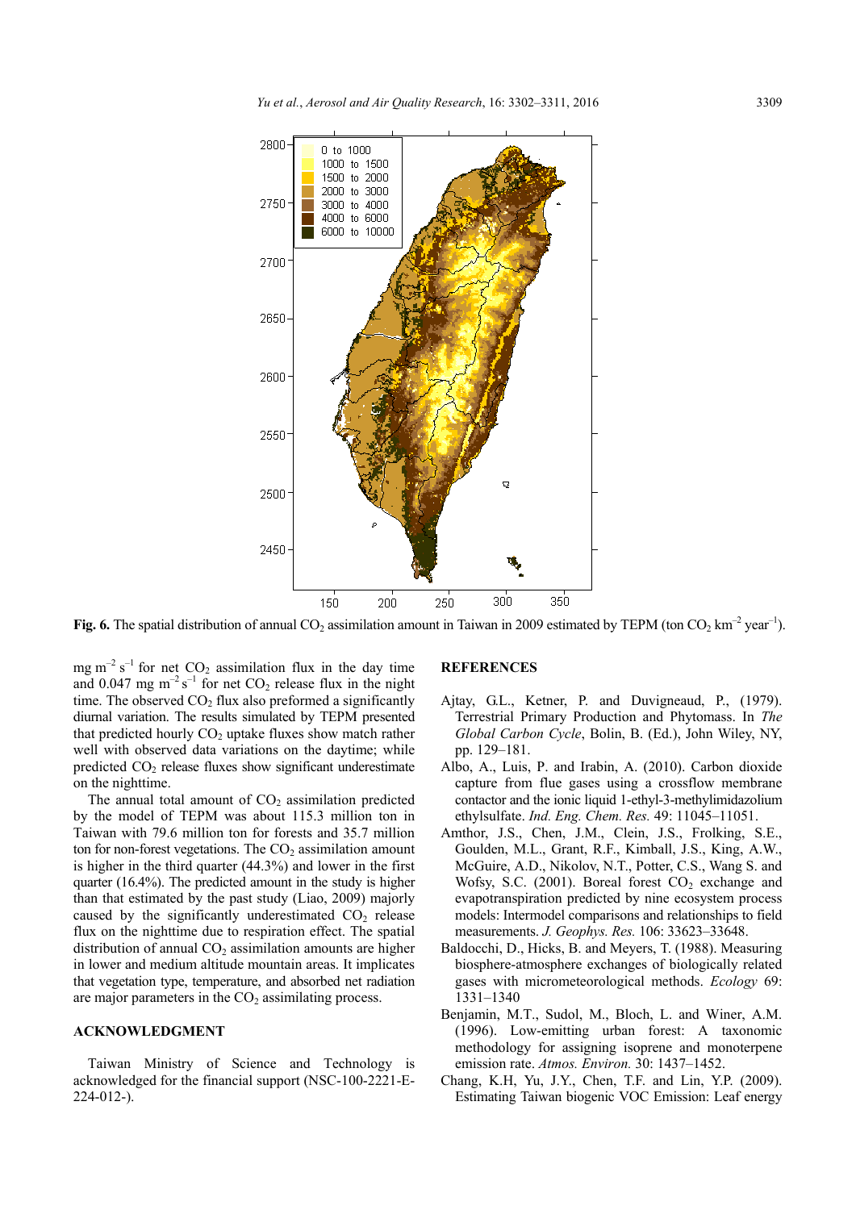Fig. 6. The spatial distribution of annual $CO_2$ assimilation amount in Taiwan in 2009 estimated by TEPM (ton $CO_2$ $km^{-2}$ $year^{-1}$).

mg $m^{-2}$ $s^{-1}$ for net $CO_2$ assimilation flux in the day time and 0.047 mg $m^{-2}$ $s^{-1}$ for net $CO_2$ release flux in the night time. The observed $CO_2$ flux also preformed a significantly diurnal variation. The results simulated by TEPM presented that predicted hourly $CO_2$ uptake fluxes show match rather well with observed data variations on the daytime; while predicted $CO_2$ release fluxes show significant underestimate on the nighttime.

The annual total amount of $CO_2$ assimilation predicted by the model of TEPM was about 115.3 million ton in Taiwan with 79.6 million ton for forests and 35.7 million ton for non-forest vegetations. The $CO_2$ assimilation amount is higher in the third quarter (44.3%) and lower in the first quarter (16.4%). The predicted amount in the study is higher than that estimated by the past study (Liao, 2009) majorly caused by the significantly underestimated $CO_2$ release flux on the nighttime due to respiration effect. The spatial distribution of annual $CO_2$ assimilation amounts are higher in lower and medium altitude mountain areas. It implicates that vegetation type, temperature, and absorbed net radiation are major parameters in the $CO_2$ assimilating process.

## ACKNOWLEDGMENT

Taiwan Ministry of Science and Technology is acknowledged for the financial support (NSC-100-2221-E-224-012-).

## REFERENCES

Ajtay, G.L., Ketner, P. and Duvigneaud, P., (1979). Terrestrial Primary Production and Phytomass. In *The Global Carbon Cycle*, Bolin, B. (Ed.), John Wiley, NY, pp. 129–181.

Albo, A., Luis, P. and Irabin, A. (2010). Carbon dioxide capture from flue gases using a crossflow membrane contactor and the ionic liquid 1-ethyl-3-methylimidazolium ethylsulfate. *Ind. Eng. Chem. Res.* 49: 11045–11051.

Amthor, J.S., Chen, J.M., Clein, J.S., Frolking, S.E., Goulden, M.L., Grant, R.F., Kimball, J.S., King, A.W., McGuire, A.D., Nikolov, N.T., Potter, C.S., Wang S. and Wofsy, S.C. (2001). Boreal forest $CO_2$ exchange and evapotranspiration predicted by nine ecosystem process models: Intermodel comparisons and relationships to field measurements. *J. Geophys. Res.* 106: 33623–33648.

Baldocchi, D., Hicks, B. and Meyers, T. (1988). Measuring biosphere-atmosphere exchanges of biologically related gases with micrometeorological methods. *Ecology* 69: 1331–1340

Benjamin, M.T., Sudol, M., Bloch, L. and Winer, A.M. (1996). Low-emitting urban forest: A taxonomic methodology for assigning isoprene and monoterpene emission rate. *Atmos. Environ.* 30: 1437–1452.

Chang, K.H, Yu, J.Y., Chen, T.F. and Lin, Y.P. (2009). Estimating Taiwan biogenic VOC Emission: Leaf energy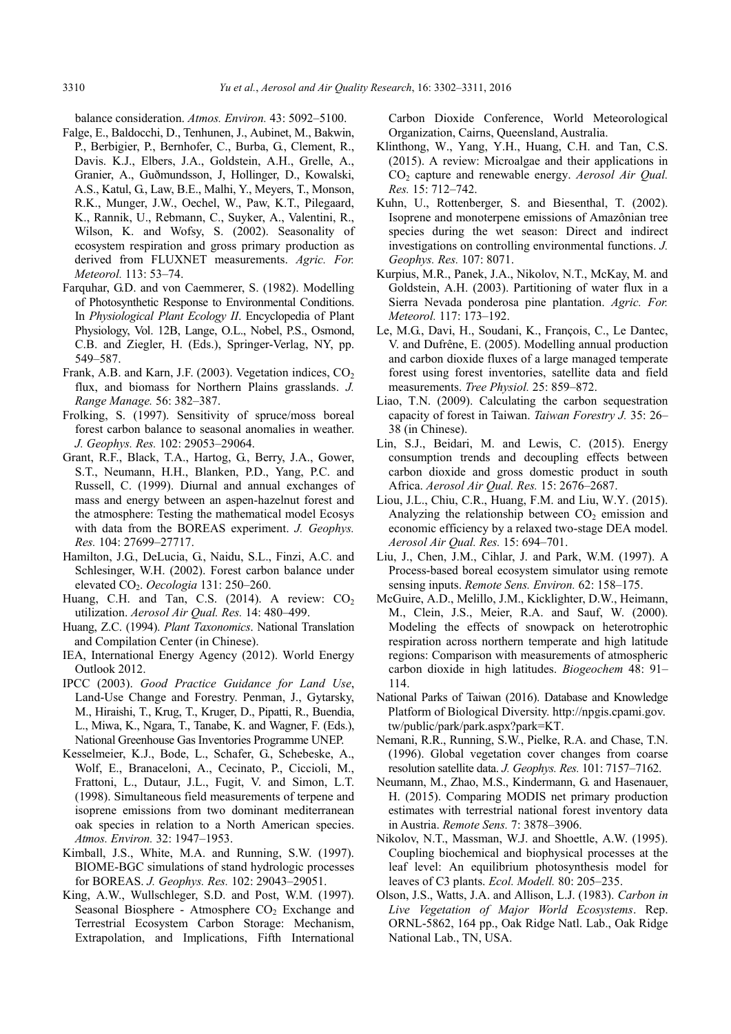balance consideration. *Atmos. Environ.* 43: 5092–5100.

Falge, E., Baldocchi, D., Tenhunen, J., Aubinet, M., Bakwin, P., Berbigier, P., Bernhofer, C., Burba, G., Clement, R., Davis. K.J., Elbers, J.A., Goldstein, A.H., Grelle, A., Granier, A., Guðmundsson, J, Hollinger, D., Kowalski, A.S., Katul, G., Law, B.E., Malhi, Y., Meyers, T., Monson, R.K., Munger, J.W., Oechel, W., Paw, K.T., Pilegaard, K., Rannik, U., Rebmann, C., Suyker, A., Valentini, R., Wilson, K. and Wofsy, S. (2002). Seasonality of ecosystem respiration and gross primary production as derived from FLUXNET measurements. *Agric. For. Meteorol.* 113: 53–74.

Farquhar, G.D. and von Caemmerer, S. (1982). Modelling of Photosynthetic Response to Environmental Conditions. In *Physiological Plant Ecology II*. Encyclopedia of Plant Physiology, Vol. 12B, Lange, O.L., Nobel, P.S., Osmond, C.B. and Ziegler, H. (Eds.), Springer-Verlag, NY, pp. 549–587.

Frank, A.B. and Karn, J.F. (2003). Vegetation indices, $CO_2$ flux, and biomass for Northern Plains grasslands. *J. Range Manage.* 56: 382–387.

Frolking, S. (1997). Sensitivity of spruce/moss boreal forest carbon balance to seasonal anomalies in weather. *J. Geophys. Res.* 102: 29053–29064.

Grant, R.F., Black, T.A., Hartog, G., Berry, J.A., Gower, S.T., Neumann, H.H., Blanken, P.D., Yang, P.C. and Russell, C. (1999). Diurnal and annual exchanges of mass and energy between an aspen-hazelnut forest and the atmosphere: Testing the mathematical model Ecosys with data from the BOREAS experiment. *J. Geophys. Res.* 104: 27699–27717.

Hamilton, J.G., DeLucia, G., Naidu, S.L., Finzi, A.C. and Schlesinger, W.H. (2002). Forest carbon balance under elevated $CO_2$. *Oecologia* 131: 250–260.

Huang, C.H. and Tan, C.S. (2014). A review: $CO_2$ utilization. *Aerosol Air Qual. Res.* 14: 480–499.

Huang, Z.C. (1994). *Plant Taxonomics*. National Translation and Compilation Center (in Chinese).

IEA, International Energy Agency (2012). World Energy Outlook 2012.

IPCC (2003). *Good Practice Guidance for Land Use*, Land-Use Change and Forestry. Penman, J., Gytarsky, M., Hiraishi, T., Krug, T., Kruger, D., Pipatti, R., Buendia, L., Miwa, K., Ngara, T., Tanabe, K. and Wagner, F. (Eds.), National Greenhouse Gas Inventories Programme UNEP.

Kesselmeier, K.J., Bode, L., Schafer, G., Schebeske, A., Wolf, E., Branaceloni, A., Cecinato, P., Ciccioli, M., Frattoni, L., Dutaur, J.L., Fugit, V. and Simon, L.T. (1998). Simultaneous field measurements of terpene and isoprene emissions from two dominant mediterranean oak species in relation to a North American species. *Atmos. Environ.* 32: 1947–1953.

Kimball, J.S., White, M.A. and Running, S.W. (1997). BIOME-BGC simulations of stand hydrologic processes for BOREAS. *J. Geophys. Res.* 102: 29043–29051.

King, A.W., Wullschleger, S.D. and Post, W.M. (1997). Seasonal Biosphere - Atmosphere $CO_2$ Exchange and Terrestrial Ecosystem Carbon Storage: Mechanism, Extrapolation, and Implications, Fifth International Carbon Dioxide Conference, World Meteorological Organization, Cairns, Queensland, Australia.

Klinthong, W., Yang, Y.H., Huang, C.H. and Tan, C.S. (2015). A review: Microalgae and their applications in $CO_2$ capture and renewable energy. *Aerosol Air Qual. Res.* 15: 712–742.

Kuhn, U., Rottenberger, S. and Biesenthal, T. (2002). Isoprene and monoterpene emissions of Amazônian tree species during the wet season: Direct and indirect investigations on controlling environmental functions. *J. Geophys. Res.* 107: 8071.

Kurpius, M.R., Panek, J.A., Nikolov, N.T., McKay, M. and Goldstein, A.H. (2003). Partitioning of water flux in a Sierra Nevada ponderosa pine plantation. *Agric. For. Meteorol.* 117: 173–192.

Le, M.G., Davi, H., Soudani, K., François, C., Le Dantec, V. and Dufrêne, E. (2005). Modelling annual production and carbon dioxide fluxes of a large managed temperate forest using forest inventories, satellite data and field measurements. *Tree Physiol.* 25: 859–872.

Liao, T.N. (2009). Calculating the carbon sequestration capacity of forest in Taiwan. *Taiwan Forestry J.* 35: 26–38 (in Chinese).

Lin, S.J., Beidari, M. and Lewis, C. (2015). Energy consumption trends and decoupling effects between carbon dioxide and gross domestic product in south Africa. *Aerosol Air Qual. Res.* 15: 2676–2687.

Liou, J.L., Chiu, C.R., Huang, F.M. and Liu, W.Y. (2015). Analyzing the relationship between $CO_2$ emission and economic efficiency by a relaxed two-stage DEA model. *Aerosol Air Qual. Res.* 15: 694–701.

Liu, J., Chen, J.M., Cihlar, J. and Park, W.M. (1997). A Process-based boreal ecosystem simulator using remote sensing inputs. *Remote Sens. Environ.* 62: 158–175.

McGuire, A.D., Melillo, J.M., Kicklighter, D.W., Heimann, M., Clein, J.S., Meier, R.A. and Sauf, W. (2000). Modeling the effects of snowpack on heterotrophic respiration across northern temperate and high latitude regions: Comparison with measurements of atmospheric carbon dioxide in high latitudes. *Biogeochem* 48: 91–114.

National Parks of Taiwan (2016). Database and Knowledge Platform of Biological Diversity. http://npgis.cpami.gov.tw/public/park/park.aspx?park=KT.

Nemani, R.R., Running, S.W., Pielke, R.A. and Chase, T.N. (1996). Global vegetation cover changes from coarse resolution satellite data. *J. Geophys. Res.* 101: 7157–7162.

Neumann, M., Zhao, M.S., Kindermann, G. and Hasenauer, H. (2015). Comparing MODIS net primary production estimates with terrestrial national forest inventory data in Austria. *Remote Sens.* 7: 3878–3906.

Nikolov, N.T., Massman, W.J. and Shoettle, A.W. (1995). Coupling biochemical and biophysical processes at the leaf level: An equilibrium photosynthesis model for leaves of C3 plants. *Ecol. Modell.* 80: 205–235.

Olson, J.S., Watts, J.A. and Allison, L.J. (1983). *Carbon in Live Vegetation of Major World Ecosystems*. Rep. ORNL-5862, 164 pp., Oak Ridge Natl. Lab., Oak Ridge National Lab., TN, USA.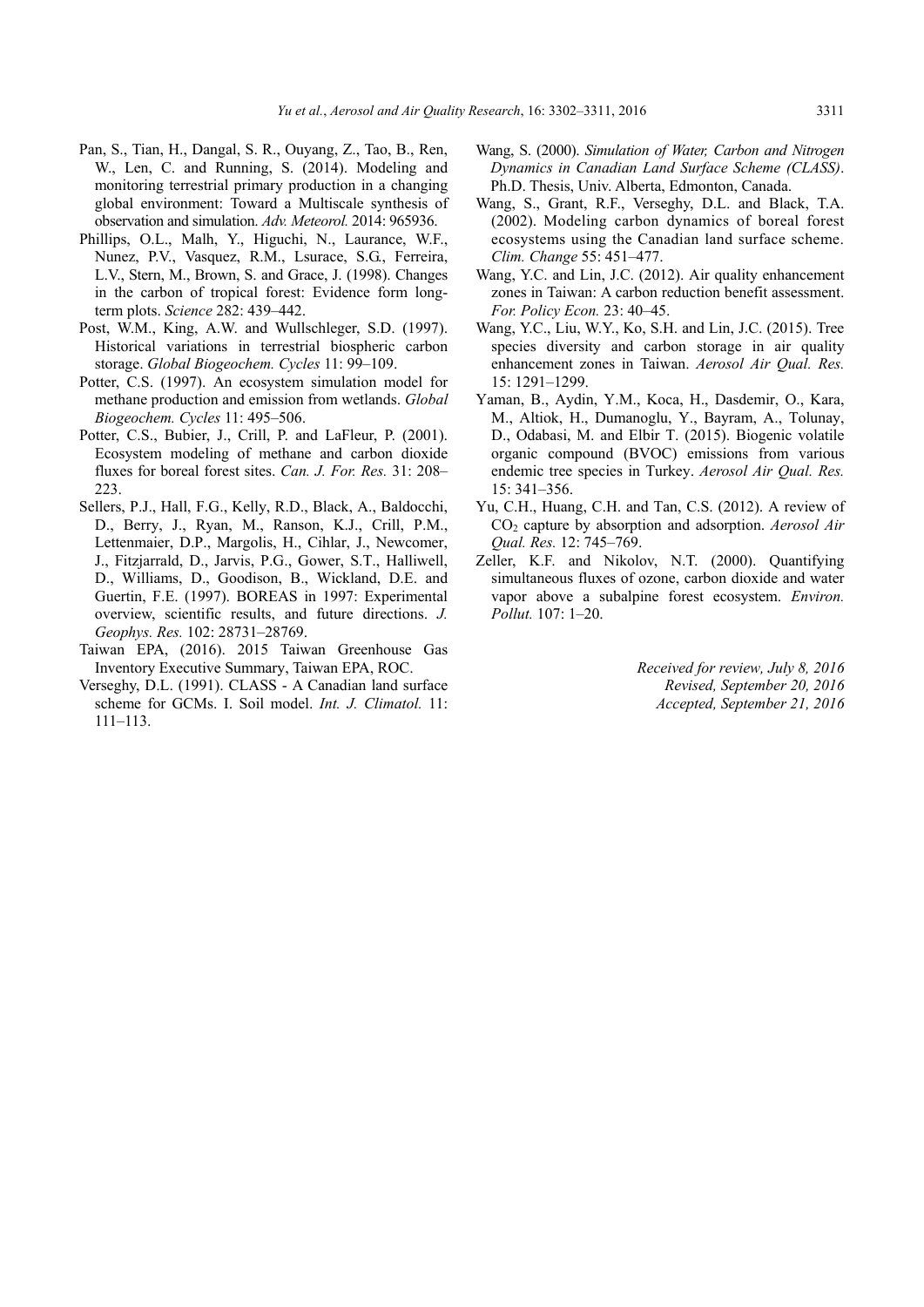Pan, S., Tian, H., Dangal, S. R., Ouyang, Z., Tao, B., Ren, W., Len, C. and Running, S. (2014). Modeling and monitoring terrestrial primary production in a changing global environment: Toward a Multiscale synthesis of observation and simulation. *Adv. Meteorol.* 2014: 965936.

Phillips, O.L., Malh, Y., Higuchi, N., Laurance, W.F., Nunez, P.V., Vasquez, R.M., Lsurace, S.G., Ferreira, L.V., Stern, M., Brown, S. and Grace, J. (1998). Changes in the carbon of tropical forest: Evidence form long-term plots. *Science* 282: 439–442.

Post, W.M., King, A.W. and Wullschleger, S.D. (1997). Historical variations in terrestrial biospheric carbon storage. *Global Biogeochem. Cycles* 11: 99–109.

Potter, C.S. (1997). An ecosystem simulation model for methane production and emission from wetlands. *Global Biogeochem. Cycles* 11: 495–506.

Potter, C.S., Bubier, J., Crill, P. and LaFleur, P. (2001). Ecosystem modeling of methane and carbon dioxide fluxes for boreal forest sites. *Can. J. For. Res.* 31: 208–223.

Sellers, P.J., Hall, F.G., Kelly, R.D., Black, A., Baldocchi, D., Berry, J., Ryan, M., Ranson, K.J., Crill, P.M., Lettenmaier, D.P., Margolis, H., Cihlar, J., Newcomer, J., Fitzjarrald, D., Jarvis, P.G., Gower, S.T., Halliwell, D., Williams, D., Goodison, B., Wickland, D.E. and Guertin, F.E. (1997). BOREAS in 1997: Experimental overview, scientific results, and future directions. *J. Geophys. Res.* 102: 28731–28769.

Taiwan EPA, (2016). 2015 Taiwan Greenhouse Gas Inventory Executive Summary, Taiwan EPA, ROC.

Verseghy, D.L. (1991). CLASS - A Canadian land surface scheme for GCMs. I. Soil model. *Int. J. Climatol.* 11: 111–113.

Wang, S. (2000). *Simulation of Water, Carbon and Nitrogen Dynamics in Canadian Land Surface Scheme (CLASS)*. Ph.D. Thesis, Univ. Alberta, Edmonton, Canada.

Wang, S., Grant, R.F., Verseghy, D.L. and Black, T.A. (2002). Modeling carbon dynamics of boreal forest ecosystems using the Canadian land surface scheme. *Clim. Change* 55: 451–477.

Wang, Y.C. and Lin, J.C. (2012). Air quality enhancement zones in Taiwan: A carbon reduction benefit assessment. *For. Policy Econ.* 23: 40–45.

Wang, Y.C., Liu, W.Y., Ko, S.H. and Lin, J.C. (2015). Tree species diversity and carbon storage in air quality enhancement zones in Taiwan. *Aerosol Air Qual. Res.* 15: 1291–1299.

Yaman, B., Aydin, Y.M., Koca, H., Dasdemir, O., Kara, M., Altiok, H., Dumanoglu, Y., Bayram, A., Tolunay, D., Odabasi, M. and Elbir T. (2015). Biogenic volatile organic compound (BVOC) emissions from various endemic tree species in Turkey. *Aerosol Air Qual. Res.* 15: 341–356.

Yu, C.H., Huang, C.H. and Tan, C.S. (2012). A review of $CO_2$ capture by absorption and adsorption. *Aerosol Air Qual. Res.* 12: 745–769.

Zeller, K.F. and Nikolov, N.T. (2000). Quantifying simultaneous fluxes of ozone, carbon dioxide and water vapor above a subalpine forest ecosystem. *Environ. Pollut.* 107: 1–20.

*Received for review, July 8, 2016*
*Revised, September 20, 2016*
*Accepted, September 21, 2016*